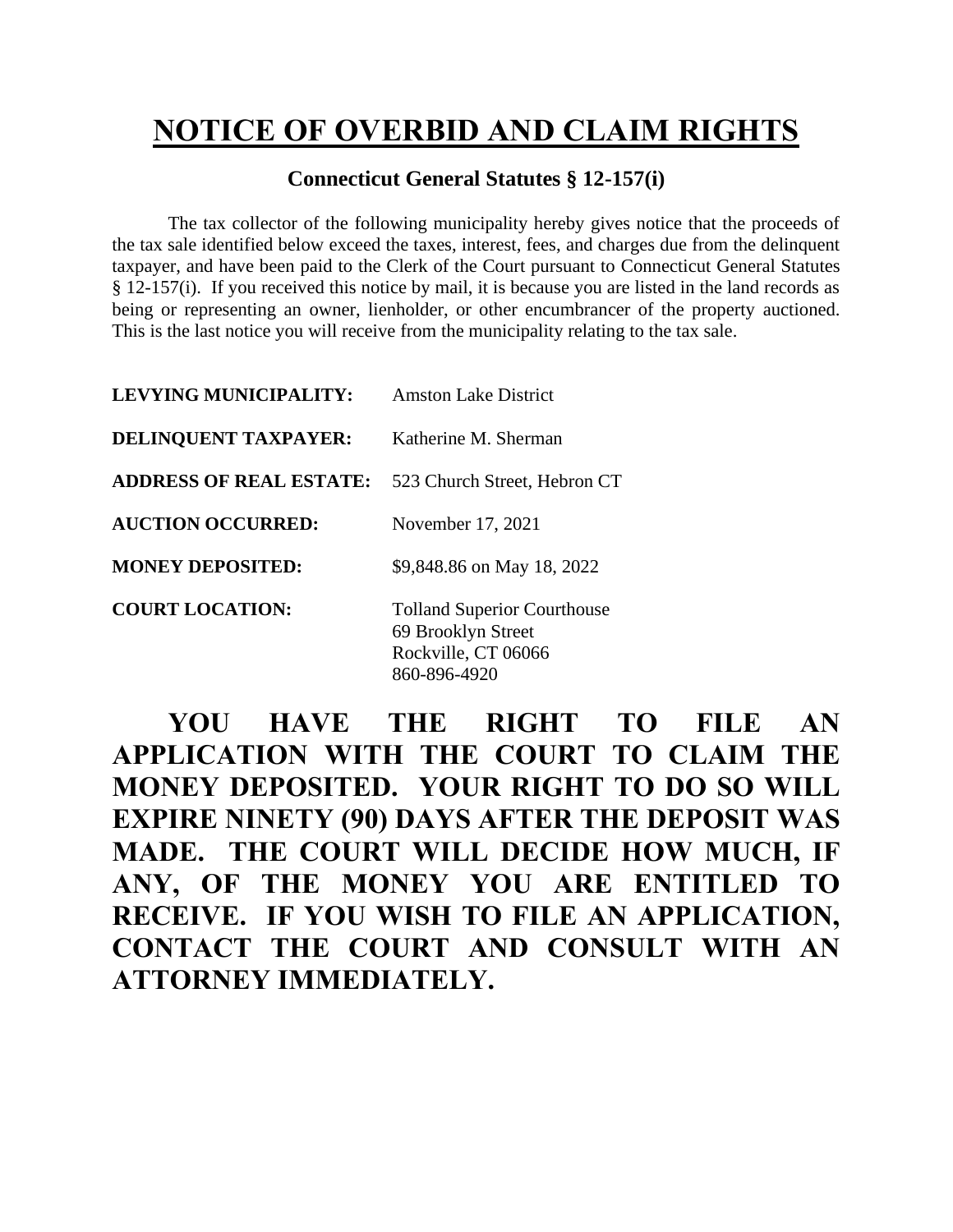# NOTICE OF OVERBID AND CLAIM RIGHTS

**Connecticut General Statutes § 12-157(i)**

The tax collector of the following municipality hereby gives notice that the proceeds of the tax sale identified below exceed the taxes, interest, fees, and charges due from the delinquent taxpayer, and have been paid to the Clerk of the Court pursuant to Connecticut General Statutes § 12-157(i). If you received this notice by mail, it is because you are listed in the land records as being or representing an owner, lienholder, or other encumbrancer of the property auctioned. This is the last notice you will receive from the municipality relating to the tax sale.

**LEVYING MUNICIPALITY:** Amston Lake District

**DELINQUENT TAXPAYER:** Katherine M. Sherman

**ADDRESS OF REAL ESTATE:** 523 Church Street, Hebron CT

**AUCTION OCCURRED:** November 17, 2021

**MONEY DEPOSITED:** $9,848.86 on May 18, 2022

**COURT LOCATION:** Tolland Superior Courthouse
69 Brooklyn Street
Rockville, CT 06066
860-896-4920

**YOU HAVE THE RIGHT TO FILE AN APPLICATION WITH THE COURT TO CLAIM THE MONEY DEPOSITED. YOUR RIGHT TO DO SO WILL EXPIRE NINETY (90) DAYS AFTER THE DEPOSIT WAS MADE. THE COURT WILL DECIDE HOW MUCH, IF ANY, OF THE MONEY YOU ARE ENTITLED TO RECEIVE. IF YOU WISH TO FILE AN APPLICATION, CONTACT THE COURT AND CONSULT WITH AN ATTORNEY IMMEDIATELY.**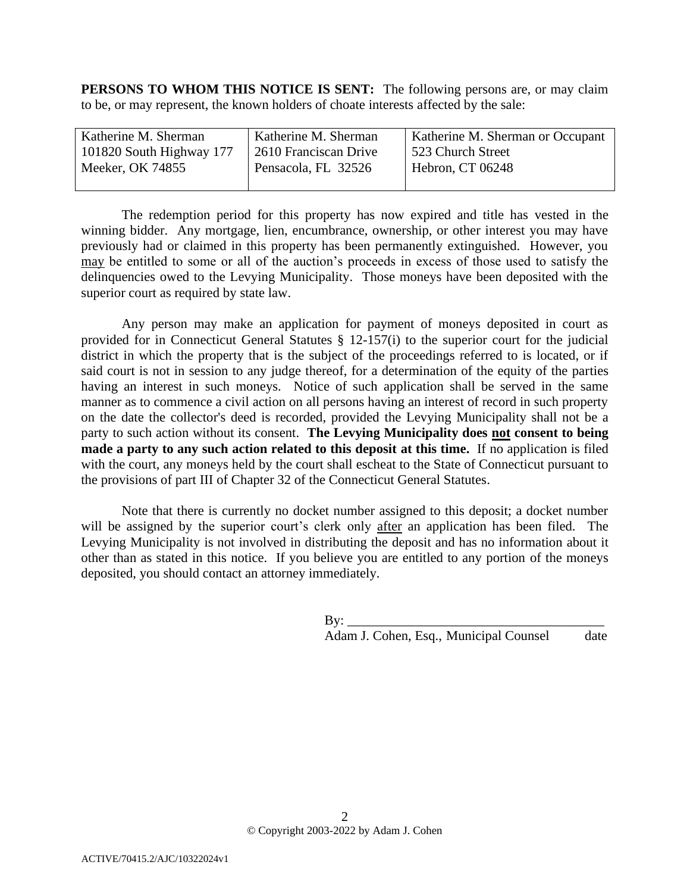**PERSONS TO WHOM THIS NOTICE IS SENT:** The following persons are, or may claim to be, or may represent, the known holders of choate interests affected by the sale:

| | | |
|---|---|---|
| Katherine M. Sherman<br>101820 South Highway 177<br>Meeker, OK 74855 | Katherine M. Sherman<br>2610 Franciscan Drive<br>Pensacola, FL 32526 | Katherine M. Sherman or Occupant<br>523 Church Street<br>Hebron, CT 06248 |

The redemption period for this property has now expired and title has vested in the winning bidder. Any mortgage, lien, encumbrance, ownership, or other interest you may have previously had or claimed in this property has been permanently extinguished. However, you may be entitled to some or all of the auction's proceeds in excess of those used to satisfy the delinquencies owed to the Levying Municipality. Those moneys have been deposited with the superior court as required by state law.

Any person may make an application for payment of moneys deposited in court as provided for in Connecticut General Statutes § 12-157(i) to the superior court for the judicial district in which the property that is the subject of the proceedings referred to is located, or if said court is not in session to any judge thereof, for a determination of the equity of the parties having an interest in such moneys. Notice of such application shall be served in the same manner as to commence a civil action on all persons having an interest of record in such property on the date the collector's deed is recorded, provided the Levying Municipality shall not be a party to such action without its consent. **The Levying Municipality does not consent to being made a party to any such action related to this deposit at this time.** If no application is filed with the court, any moneys held by the court shall escheat to the State of Connecticut pursuant to the provisions of part III of Chapter 32 of the Connecticut General Statutes.

Note that there is currently no docket number assigned to this deposit; a docket number will be assigned by the superior court's clerk only after an application has been filed. The Levying Municipality is not involved in distributing the deposit and has no information about it other than as stated in this notice. If you believe you are entitled to any portion of the moneys deposited, you should contact an attorney immediately.

By: ______________________________________
Adam J. Cohen, Esq., Municipal Counsel          date

© Copyright 2003-2022 by Adam J. Cohen

ACTIVE/70415.2/AJC/10322024v1